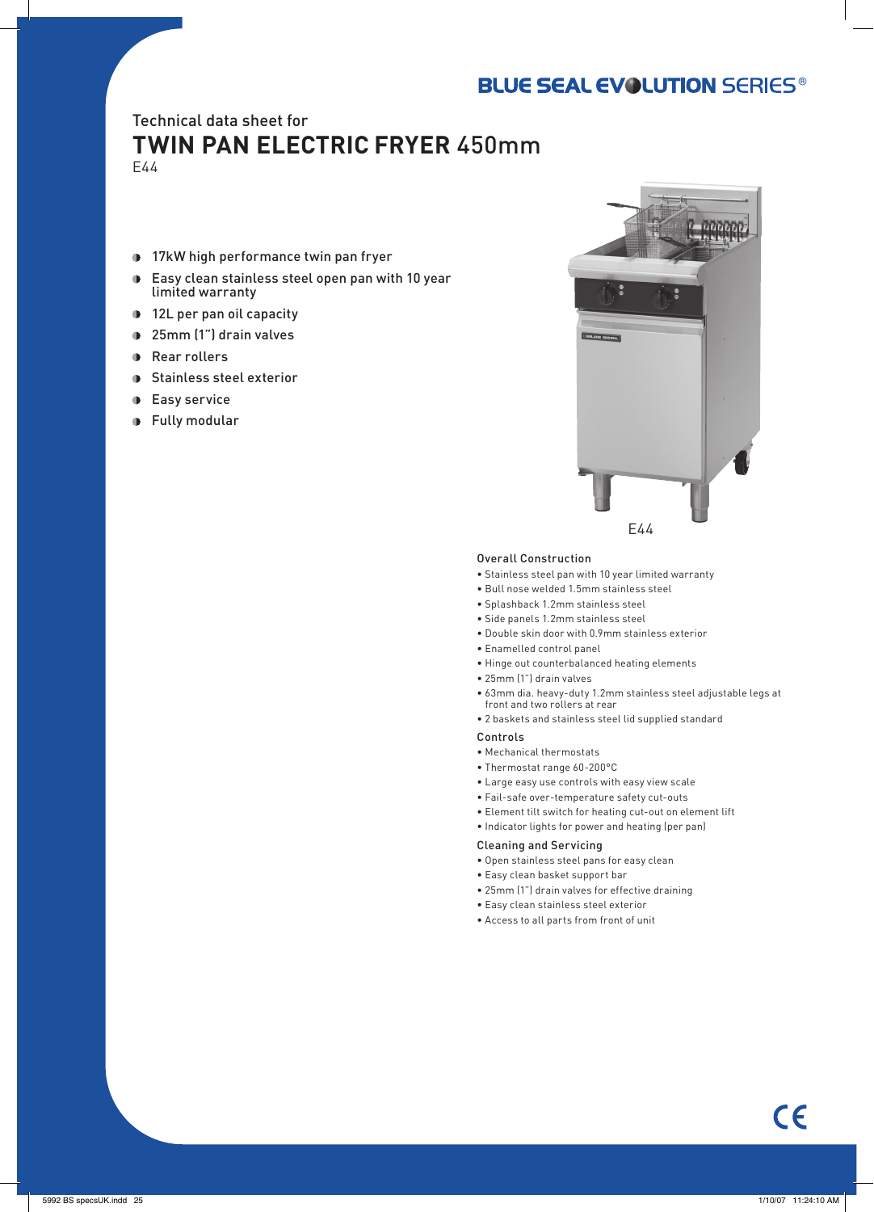BLUE SEAL EVOLUTION SERIES®

Technical data sheet for

# TWIN PAN ELECTRIC FRYER 450mm

E44

- 17kW high performance twin pan fryer
- Easy clean stainless steel open pan with 10 year limited warranty
- 12L per pan oil capacity
- 25mm (1") drain valves
- Rear rollers
- Stainless steel exterior
- Easy service
- Fully modular

E44

### Overall Construction

- Stainless steel pan with 10 year limited warranty
- Bull nose welded 1.5mm stainless steel
- Splashback 1.2mm stainless steel
- Side panels 1.2mm stainless steel
- Double skin door with 0.9mm stainless exterior
- Enamelled control panel
- Hinge out counterbalanced heating elements
- 25mm (1") drain valves
- 63mm dia. heavy-duty 1.2mm stainless steel adjustable legs at front and two rollers at rear
- 2 baskets and stainless steel lid supplied standard

### Controls

- Mechanical thermostats
- Thermostat range 60-200°C
- Large easy use controls with easy view scale
- Fail-safe over-temperature safety cut-outs
- Element tilt switch for heating cut-out on element lift
- Indicator lights for power and heating (per pan)

### Cleaning and Servicing

- Open stainless steel pans for easy clean
- Easy clean basket support bar
- 25mm (1") drain valves for effective draining
- Easy clean stainless steel exterior
- Access to all parts from front of unit

CE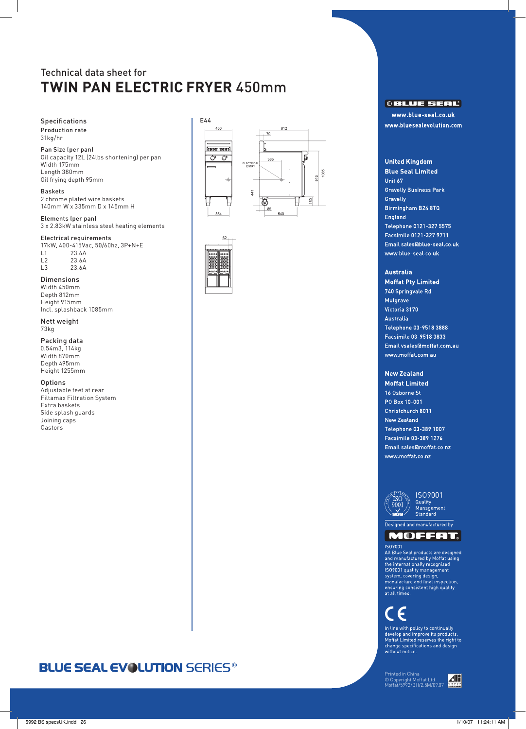Technical data sheet for

# TWIN PAN ELECTRIC FRYER 450mm

## Specifications

**Production rate**
31kg/hr

**Pan Size (per pan)**
Oil capacity 12L (24lbs shortening) per pan
Width 175mm
Length 380mm
Oil frying depth 95mm

**Baskets**
2 chrome plated wire baskets
140mm W x 335mm D x 145mm H

**Elements (per pan)**
3 x 2.83kW stainless steel heating elements

**Electrical requirements**
17kW, 400-415Vac, 50/60hz, 3P+N+E

| | |
|---|---|
| L1 | 23.6A |
| L2 | 23.6A |
| L3 | 23.6A |

**Dimensions**
Width 450mm
Depth 812mm
Height 915mm
Incl. splashback 1085mm

**Nett weight**
73kg

**Packing data**
0.54m3, 114kg
Width 870mm
Depth 495mm
Height 1255mm

**Options**
Adjustable feet at rear
Filtamax Filtration System
Extra baskets
Side splash guards
Joining caps
Castors

E44

450
812
70
365
ELECTRICAL ENTRY
915
1085
441
150
85
354
540
62

BLUE SEAL

www.blue-seal.co.uk
www.bluesealevolution.com

**United Kingdom**
**Blue Seal Limited**
Unit 67
Gravelly Business Park
Gravelly
Birmingham B24 8TQ
England
Telephone 0121-327 5575
Facsimile 0121-327 9711
Email sales@blue-seal.co.uk
www.blue-seal.co.uk

**Australia**
**Moffat Pty Limited**
740 Springvale Rd
Mulgrave
Victoria 3170
Australia
Telephone 03-9518 3888
Facsimile 03-9518 3833
Email vsales@moffat.com.au
www.moffat.com.au

**New Zealand**
**Moffat Limited**
16 Osborne St
PO Box 10-001
Christchurch 8011
New Zealand
Telephone 03-389 1007
Facsimile 03-389 1276
Email sales@moffat.co.nz
www.moffat.co.nz

ISO9001 Quality Management Standard

Designed and manufactured by

MOFFAT

ISO9001
All Blue Seal products are designed and manufactured by Moffat using the internationally recognised ISO9001 quality management system, covering design, manufacture and final inspection, ensuring consistent high quality at all times.

CE

In line with policy to continually develop and improve its products, Moffat Limited reserves the right to change specifications and design without notice.

BLUE SEAL EVOLUTION SERIES®

Printed in China
© Copyright Moffat Ltd
Moffat/5992/BH/2.5M/09.07